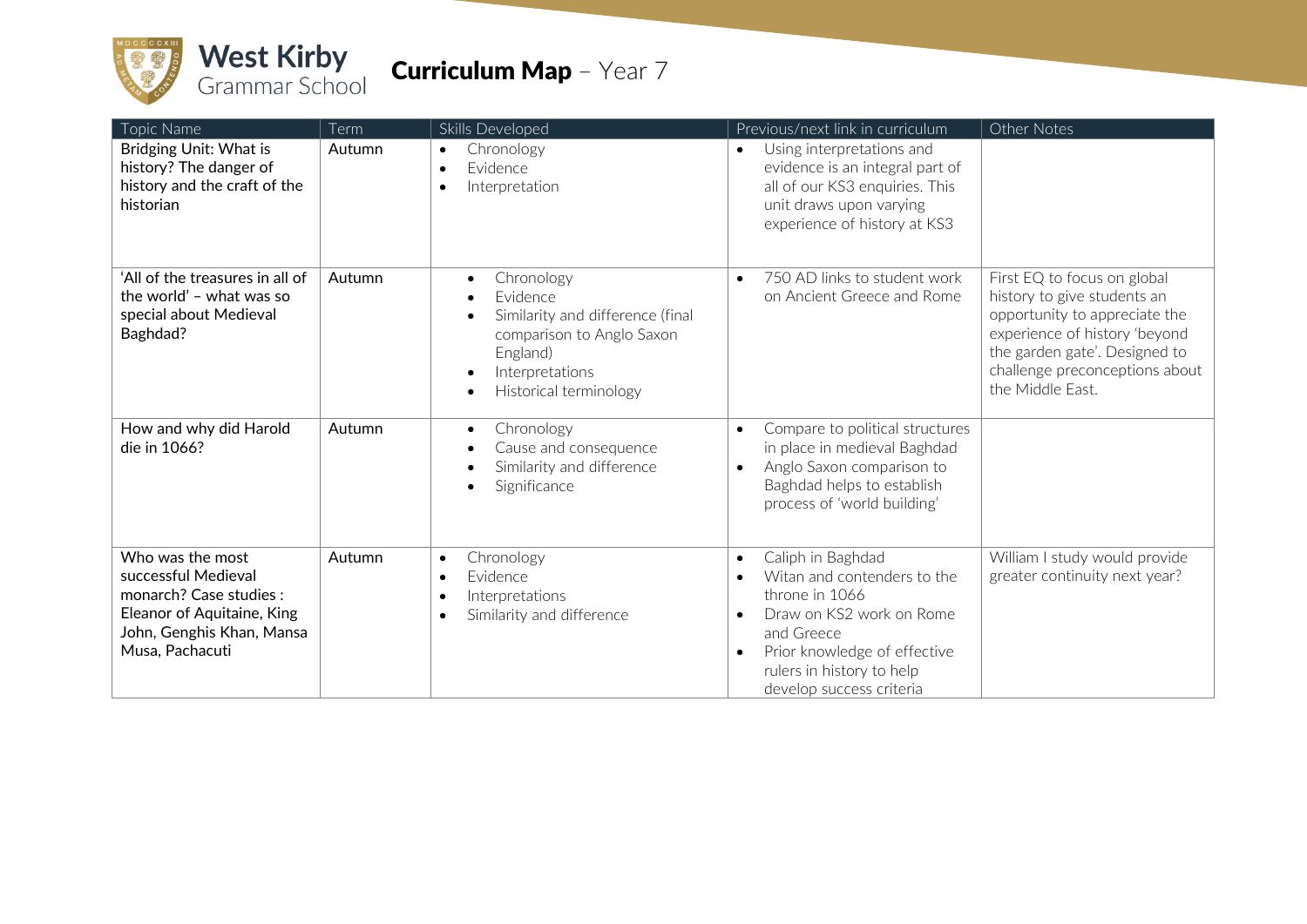# West Kirby Grammar School

## Curriculum Map – Year 7

| Topic Name | Term | Skills Developed | Previous/next link in curriculum | Other Notes |
|---|---|---|---|---|
| Bridging Unit: What is history? The danger of history and the craft of the historian | Autumn | • Chronology<br>• Evidence<br>• Interpretation | • Using interpretations and evidence is an integral part of all of our KS3 enquiries. This unit draws upon varying experience of history at KS3 | |
| 'All of the treasures in all of the world' – what was so special about Medieval Baghdad? | Autumn | • Chronology<br>• Evidence<br>• Similarity and difference (final comparison to Anglo Saxon England)<br>• Interpretations<br>• Historical terminology | • 750 AD links to student work on Ancient Greece and Rome | First EQ to focus on global history to give students an opportunity to appreciate the experience of history 'beyond the garden gate'. Designed to challenge preconceptions about the Middle East. |
| How and why did Harold die in 1066? | Autumn | • Chronology<br>• Cause and consequence<br>• Similarity and difference<br>• Significance | • Compare to political structures in place in medieval Baghdad<br>• Anglo Saxon comparison to Baghdad helps to establish process of 'world building' | |
| Who was the most successful Medieval monarch? Case studies : Eleanor of Aquitaine, King John, Genghis Khan, Mansa Musa, Pachacuti | Autumn | • Chronology<br>• Evidence<br>• Interpretations<br>• Similarity and difference | • Caliph in Baghdad<br>• Witan and contenders to the throne in 1066<br>• Draw on KS2 work on Rome and Greece<br>• Prior knowledge of effective rulers in history to help develop success criteria | William I study would provide greater continuity next year? |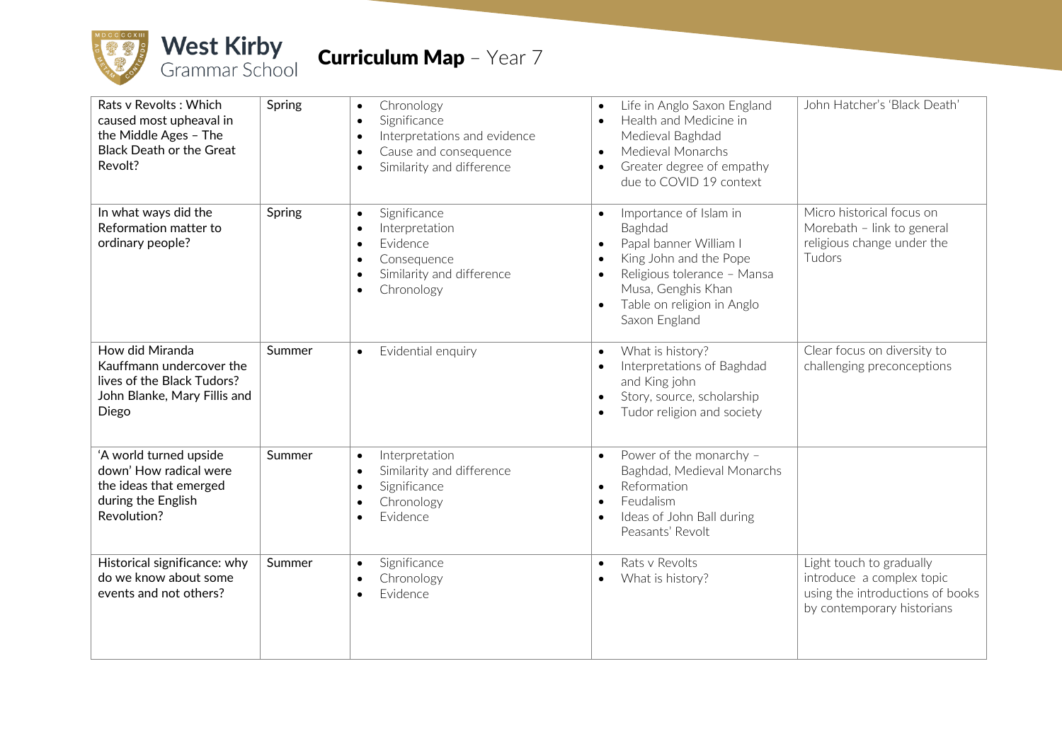# West Kirby Grammar School

## Curriculum Map – Year 7

| | | | | |
|---|---|---|---|---|
| Rats v Revolts : Which caused most upheaval in the Middle Ages – The Black Death or the Great Revolt? | Spring | • Chronology<br>• Significance<br>• Interpretations and evidence<br>• Cause and consequence<br>• Similarity and difference | • Life in Anglo Saxon England<br>• Health and Medicine in Medieval Baghdad<br>• Medieval Monarchs<br>• Greater degree of empathy due to COVID 19 context | John Hatcher's 'Black Death' |
| In what ways did the Reformation matter to ordinary people? | Spring | • Significance<br>• Interpretation<br>• Evidence<br>• Consequence<br>• Similarity and difference<br>• Chronology | • Importance of Islam in Baghdad<br>• Papal banner William I<br>• King John and the Pope<br>• Religious tolerance – Mansa Musa, Genghis Khan<br>• Table on religion in Anglo Saxon England | Micro historical focus on Morebath – link to general religious change under the Tudors |
| How did Miranda Kauffmann undercover the lives of the Black Tudors? John Blanke, Mary Fillis and Diego | Summer | • Evidential enquiry | • What is history?<br>• Interpretations of Baghdad and King john<br>• Story, source, scholarship<br>• Tudor religion and society | Clear focus on diversity to challenging preconceptions |
| 'A world turned upside down' How radical were the ideas that emerged during the English Revolution? | Summer | • Interpretation<br>• Similarity and difference<br>• Significance<br>• Chronology<br>• Evidence | • Power of the monarchy – Baghdad, Medieval Monarchs<br>• Reformation<br>• Feudalism<br>• Ideas of John Ball during Peasants' Revolt | |
| Historical significance: why do we know about some events and not others? | Summer | • Significance<br>• Chronology<br>• Evidence | • Rats v Revolts<br>• What is history? | Light touch to gradually introduce a complex topic using the introductions of books by contemporary historians |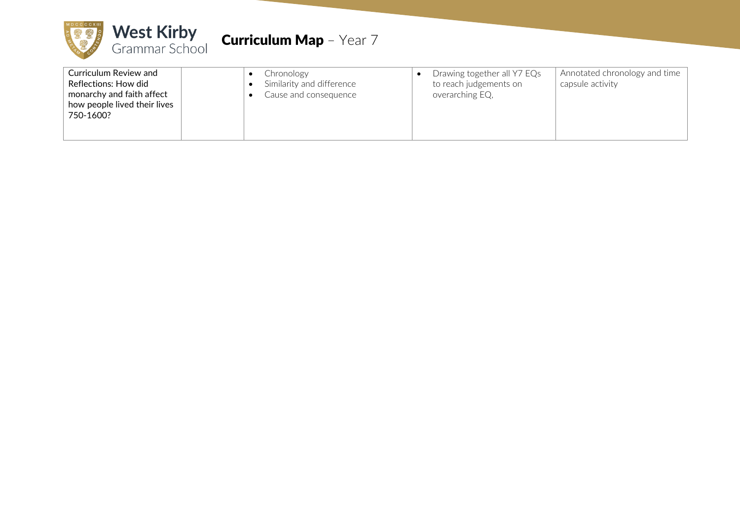| | | | | |
|---|---|---|---|---|
| Curriculum Review and Reflections: How did monarchy and faith affect how people lived their lives 750-1600? | | • Chronology<br>• Similarity and difference<br>• Cause and consequence | • Drawing together all Y7 EQs to reach judgements on overarching EQ, | Annotated chronology and time capsule activity |